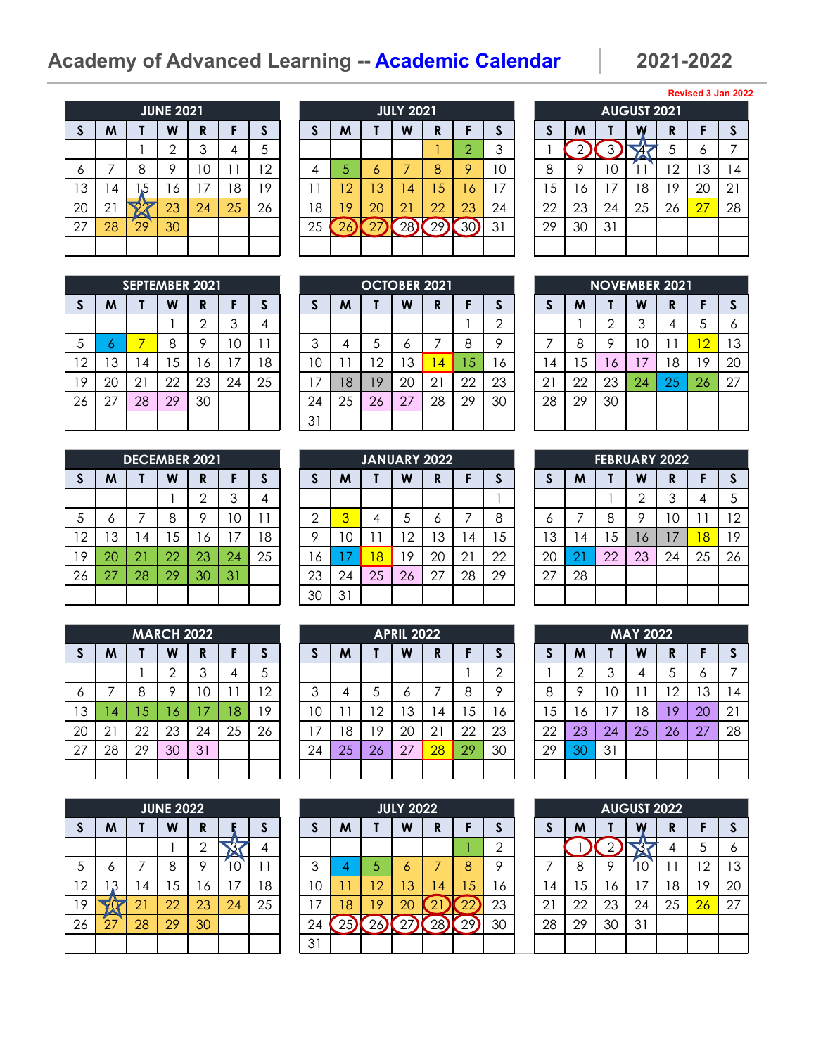# Academy of Advanced Learning -- Academic Calendar | 2021-2022

Revised 3 Jan 2022

### JUNE 2021

| S | M | T | W | R | F | S |
|---|---|---|---|---|---|---|
| | | 1 | 2 | 3 | 4 | 5 |
| 6 | 7 | 8 | 9 | 10 | 11 | 12 |
| 13 | 14 | 15 | 16 | 17 | 18 | 19 |
| 20 | 21 | 22 | 23 | 24 | 25 | 26 |
| 27 | 28 | 29 | 30 | | | |

### JULY 2021

| S | M | T | W | R | F | S |
|---|---|---|---|---|---|---|
| | | | | 1 | 2 | 3 |
| 4 | 5 | 6 | 7 | 8 | 9 | 10 |
| 11 | 12 | 13 | 14 | 15 | 16 | 17 |
| 18 | 19 | 20 | 21 | 22 | 23 | 24 |
| 25 | 26 | 27 | 28 | 29 | 30 | 31 |

### AUGUST 2021

| S | M | T | W | R | F | S |
|---|---|---|---|---|---|---|
| 1 | 2 | 3 | 4 | 5 | 6 | 7 |
| 8 | 9 | 10 | 11 | 12 | 13 | 14 |
| 15 | 16 | 17 | 18 | 19 | 20 | 21 |
| 22 | 23 | 24 | 25 | 26 | 27 | 28 |
| 29 | 30 | 31 | | | | |

### SEPTEMBER 2021

| S | M | T | W | R | F | S |
|---|---|---|---|---|---|---|
| | | | 1 | 2 | 3 | 4 |
| 5 | 6 | 7 | 8 | 9 | 10 | 11 |
| 12 | 13 | 14 | 15 | 16 | 17 | 18 |
| 19 | 20 | 21 | 22 | 23 | 24 | 25 |
| 26 | 27 | 28 | 29 | 30 | | |

### OCTOBER 2021

| S | M | T | W | R | F | S |
|---|---|---|---|---|---|---|
| | | | | | 1 | 2 |
| 3 | 4 | 5 | 6 | 7 | 8 | 9 |
| 10 | 11 | 12 | 13 | 14 | 15 | 16 |
| 17 | 18 | 19 | 20 | 21 | 22 | 23 |
| 24 | 25 | 26 | 27 | 28 | 29 | 30 |
| 31 | | | | | | |

### NOVEMBER 2021

| S | M | T | W | R | F | S |
|---|---|---|---|---|---|---|
| | 1 | 2 | 3 | 4 | 5 | 6 |
| 7 | 8 | 9 | 10 | 11 | 12 | 13 |
| 14 | 15 | 16 | 17 | 18 | 19 | 20 |
| 21 | 22 | 23 | 24 | 25 | 26 | 27 |
| 28 | 29 | 30 | | | | |

### DECEMBER 2021

| S | M | T | W | R | F | S |
|---|---|---|---|---|---|---|
| | | | 1 | 2 | 3 | 4 |
| 5 | 6 | 7 | 8 | 9 | 10 | 11 |
| 12 | 13 | 14 | 15 | 16 | 17 | 18 |
| 19 | 20 | 21 | 22 | 23 | 24 | 25 |
| 26 | 27 | 28 | 29 | 30 | 31 | |

### JANUARY 2022

| S | M | T | W | R | F | S |
|---|---|---|---|---|---|---|
| | | | | | | 1 |
| 2 | 3 | 4 | 5 | 6 | 7 | 8 |
| 9 | 10 | 11 | 12 | 13 | 14 | 15 |
| 16 | 17 | 18 | 19 | 20 | 21 | 22 |
| 23 | 24 | 25 | 26 | 27 | 28 | 29 |
| 30 | 31 | | | | | |

### FEBRUARY 2022

| S | M | T | W | R | F | S |
|---|---|---|---|---|---|---|
| | | 1 | 2 | 3 | 4 | 5 |
| 6 | 7 | 8 | 9 | 10 | 11 | 12 |
| 13 | 14 | 15 | 16 | 17 | 18 | 19 |
| 20 | 21 | 22 | 23 | 24 | 25 | 26 |
| 27 | 28 | | | | | |

### MARCH 2022

| S | M | T | W | R | F | S |
|---|---|---|---|---|---|---|
| | | 1 | 2 | 3 | 4 | 5 |
| 6 | 7 | 8 | 9 | 10 | 11 | 12 |
| 13 | 14 | 15 | 16 | 17 | 18 | 19 |
| 20 | 21 | 22 | 23 | 24 | 25 | 26 |
| 27 | 28 | 29 | 30 | 31 | | |

### APRIL 2022

| S | M | T | W | R | F | S |
|---|---|---|---|---|---|---|
| | | | | | 1 | 2 |
| 3 | 4 | 5 | 6 | 7 | 8 | 9 |
| 10 | 11 | 12 | 13 | 14 | 15 | 16 |
| 17 | 18 | 19 | 20 | 21 | 22 | 23 |
| 24 | 25 | 26 | 27 | 28 | 29 | 30 |

### MAY 2022

| S | M | T | W | R | F | S |
|---|---|---|---|---|---|---|
| 1 | 2 | 3 | 4 | 5 | 6 | 7 |
| 8 | 9 | 10 | 11 | 12 | 13 | 14 |
| 15 | 16 | 17 | 18 | 19 | 20 | 21 |
| 22 | 23 | 24 | 25 | 26 | 27 | 28 |
| 29 | 30 | 31 | | | | |

### JUNE 2022

| S | M | T | W | R | F | S |
|---|---|---|---|---|---|---|
| | | | 1 | 2 | 3 | 4 |
| 5 | 6 | 7 | 8 | 9 | 10 | 11 |
| 12 | 13 | 14 | 15 | 16 | 17 | 18 |
| 19 | 20 | 21 | 22 | 23 | 24 | 25 |
| 26 | 27 | 28 | 29 | 30 | | |

### JULY 2022

| S | M | T | W | R | F | S |
|---|---|---|---|---|---|---|
| | | | | | 1 | 2 |
| 3 | 4 | 5 | 6 | 7 | 8 | 9 |
| 10 | 11 | 12 | 13 | 14 | 15 | 16 |
| 17 | 18 | 19 | 20 | 21 | 22 | 23 |
| 24 | 25 | 26 | 27 | 28 | 29 | 30 |
| 31 | | | | | | |

### AUGUST 2022

| S | M | T | W | R | F | S |
|---|---|---|---|---|---|---|
| | 1 | 2 | 3 | 4 | 5 | 6 |
| 7 | 8 | 9 | 10 | 11 | 12 | 13 |
| 14 | 15 | 16 | 17 | 18 | 19 | 20 |
| 21 | 22 | 23 | 24 | 25 | 26 | 27 |
| 28 | 29 | 30 | 31 | | | |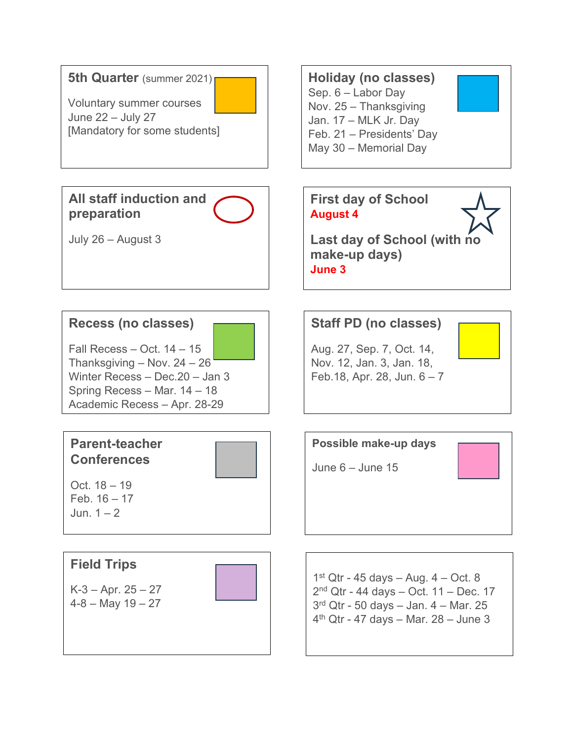**5th Quarter** (summer 2021)

Voluntary summer courses
June 22 – July 27
[Mandatory for some students]

**Holiday (no classes)**
Sep. 6 – Labor Day
Nov. 25 – Thanksgiving
Jan. 17 – MLK Jr. Day
Feb. 21 – Presidents' Day
May 30 – Memorial Day

**All staff induction and preparation**

July 26 – August 3

**First day of School**
**August 4**

**Last day of School (with no make-up days)**
**June 3**

**Recess (no classes)**

Fall Recess – Oct. 14 – 15
Thanksgiving – Nov. 24 – 26
Winter Recess – Dec.20 – Jan 3
Spring Recess – Mar. 14 – 18
Academic Recess – Apr. 28-29

**Staff PD (no classes)**

Aug. 27, Sep. 7, Oct. 14, Nov. 12, Jan. 3, Jan. 18, Feb.18, Apr. 28, Jun. 6 – 7

**Parent-teacher Conferences**

Oct. 18 – 19
Feb. 16 – 17
Jun. 1 – 2

**Possible make-up days**

June 6 – June 15

**Field Trips**

K-3 – Apr. 25 – 27
4-8 – May 19 – 27

1st Qtr - 45 days – Aug. 4 – Oct. 8
2nd Qtr - 44 days – Oct. 11 – Dec. 17
3rd Qtr - 50 days – Jan. 4 – Mar. 25
4th Qtr - 47 days – Mar. 28 – June 3